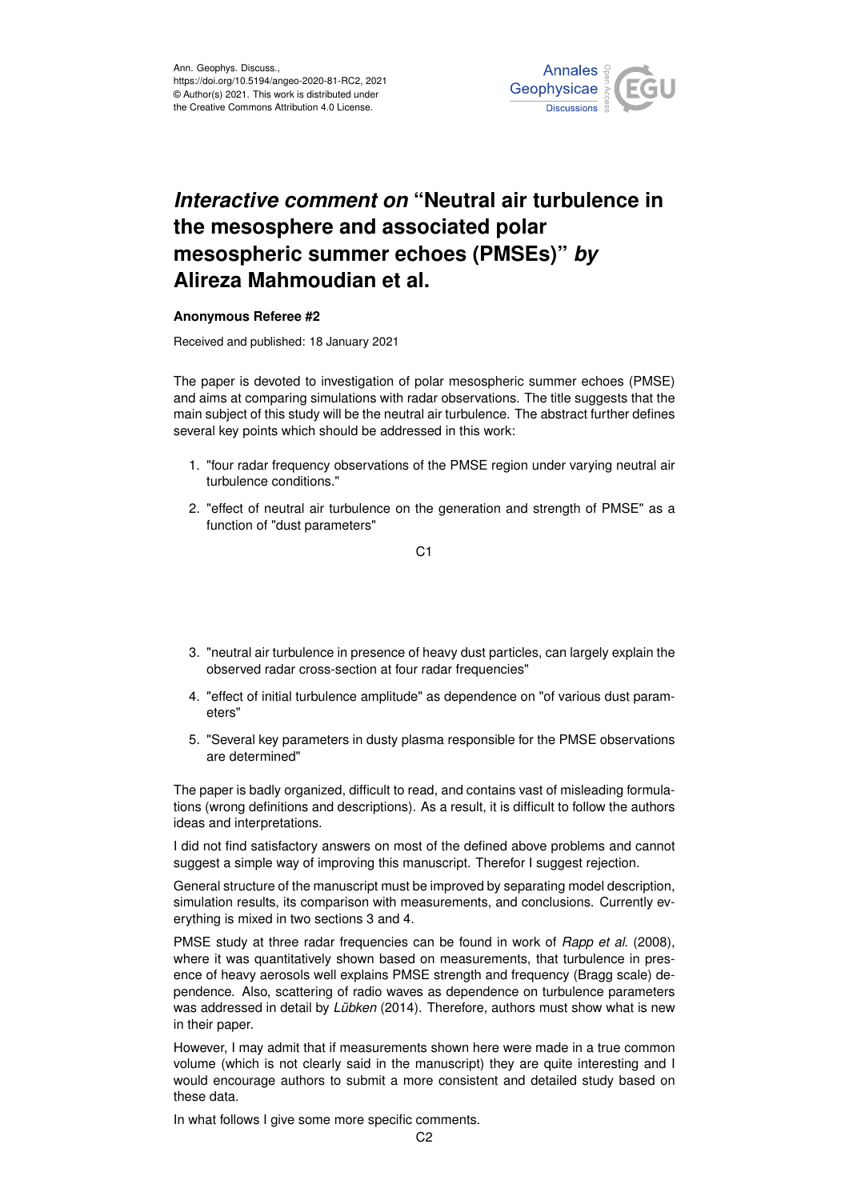Ann. Geophys. Discuss.,
https://doi.org/10.5194/angeo-2020-81-RC2, 2021
© Author(s) 2021. This work is distributed under
the Creative Commons Attribution 4.0 License.

# *Interactive comment on* "Neutral air turbulence in the mesosphere and associated polar mesospheric summer echoes (PMSEs)" *by* Alireza Mahmoudian et al.

**Anonymous Referee #2**

Received and published: 18 January 2021

The paper is devoted to investigation of polar mesospheric summer echoes (PMSE) and aims at comparing simulations with radar observations. The title suggests that the main subject of this study will be the neutral air turbulence. The abstract further defines several key points which should be addressed in this work:

1. "four radar frequency observations of the PMSE region under varying neutral air turbulence conditions."
2. "effect of neutral air turbulence on the generation and strength of PMSE" as a function of "dust parameters"
3. "neutral air turbulence in presence of heavy dust particles, can largely explain the observed radar cross-section at four radar frequencies"
4. "effect of initial turbulence amplitude" as dependence on "of various dust parameters"
5. "Several key parameters in dusty plasma responsible for the PMSE observations are determined"

The paper is badly organized, difficult to read, and contains vast of misleading formulations (wrong definitions and descriptions). As a result, it is difficult to follow the authors ideas and interpretations.

I did not find satisfactory answers on most of the defined above problems and cannot suggest a simple way of improving this manuscript. Therefor I suggest rejection.

General structure of the manuscript must be improved by separating model description, simulation results, its comparison with measurements, and conclusions. Currently everything is mixed in two sections 3 and 4.

PMSE study at three radar frequencies can be found in work of *Rapp et al.* (2008), where it was quantitatively shown based on measurements, that turbulence in presence of heavy aerosols well explains PMSE strength and frequency (Bragg scale) dependence. Also, scattering of radio waves as dependence on turbulence parameters was addressed in detail by *Lübken* (2014). Therefore, authors must show what is new in their paper.

However, I may admit that if measurements shown here were made in a true common volume (which is not clearly said in the manuscript) they are quite interesting and I would encourage authors to submit a more consistent and detailed study based on these data.

In what follows I give some more specific comments.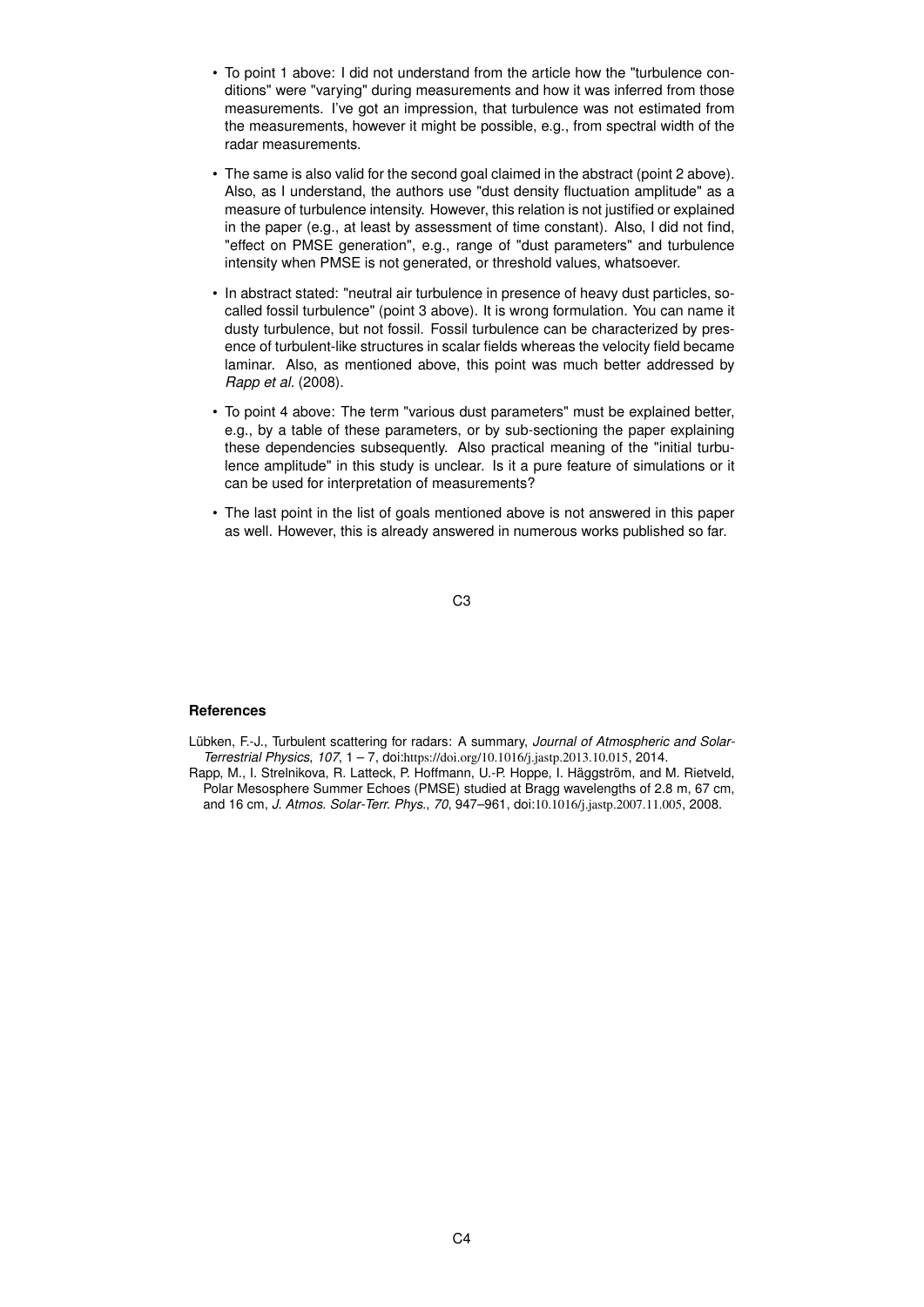- To point 1 above: I did not understand from the article how the "turbulence conditions" were "varying" during measurements and how it was inferred from those measurements. I've got an impression, that turbulence was not estimated from the measurements, however it might be possible, e.g., from spectral width of the radar measurements.
- The same is also valid for the second goal claimed in the abstract (point 2 above). Also, as I understand, the authors use "dust density fluctuation amplitude" as a measure of turbulence intensity. However, this relation is not justified or explained in the paper (e.g., at least by assessment of time constant). Also, I did not find, "effect on PMSE generation", e.g., range of "dust parameters" and turbulence intensity when PMSE is not generated, or threshold values, whatsoever.
- In abstract stated: "neutral air turbulence in presence of heavy dust particles, so-called fossil turbulence" (point 3 above). It is wrong formulation. You can name it dusty turbulence, but not fossil. Fossil turbulence can be characterized by presence of turbulent-like structures in scalar fields whereas the velocity field became laminar. Also, as mentioned above, this point was much better addressed by *Rapp et al.* (2008).
- To point 4 above: The term "various dust parameters" must be explained better, e.g., by a table of these parameters, or by sub-sectioning the paper explaining these dependencies subsequently. Also practical meaning of the "initial turbulence amplitude" in this study is unclear. Is it a pure feature of simulations or it can be used for interpretation of measurements?
- The last point in the list of goals mentioned above is not answered in this paper as well. However, this is already answered in numerous works published so far.

## References

Lübken, F.-J., Turbulent scattering for radars: A summary, *Journal of Atmospheric and Solar-Terrestrial Physics*, *107*, 1 – 7, doi:https://doi.org/10.1016/j.jastp.2013.10.015, 2014.

Rapp, M., I. Strelnikova, R. Latteck, P. Hoffmann, U.-P. Hoppe, I. Häggström, and M. Rietveld, Polar Mesosphere Summer Echoes (PMSE) studied at Bragg wavelengths of 2.8 m, 67 cm, and 16 cm, *J. Atmos. Solar-Terr. Phys.*, *70*, 947–961, doi:10.1016/j.jastp.2007.11.005, 2008.